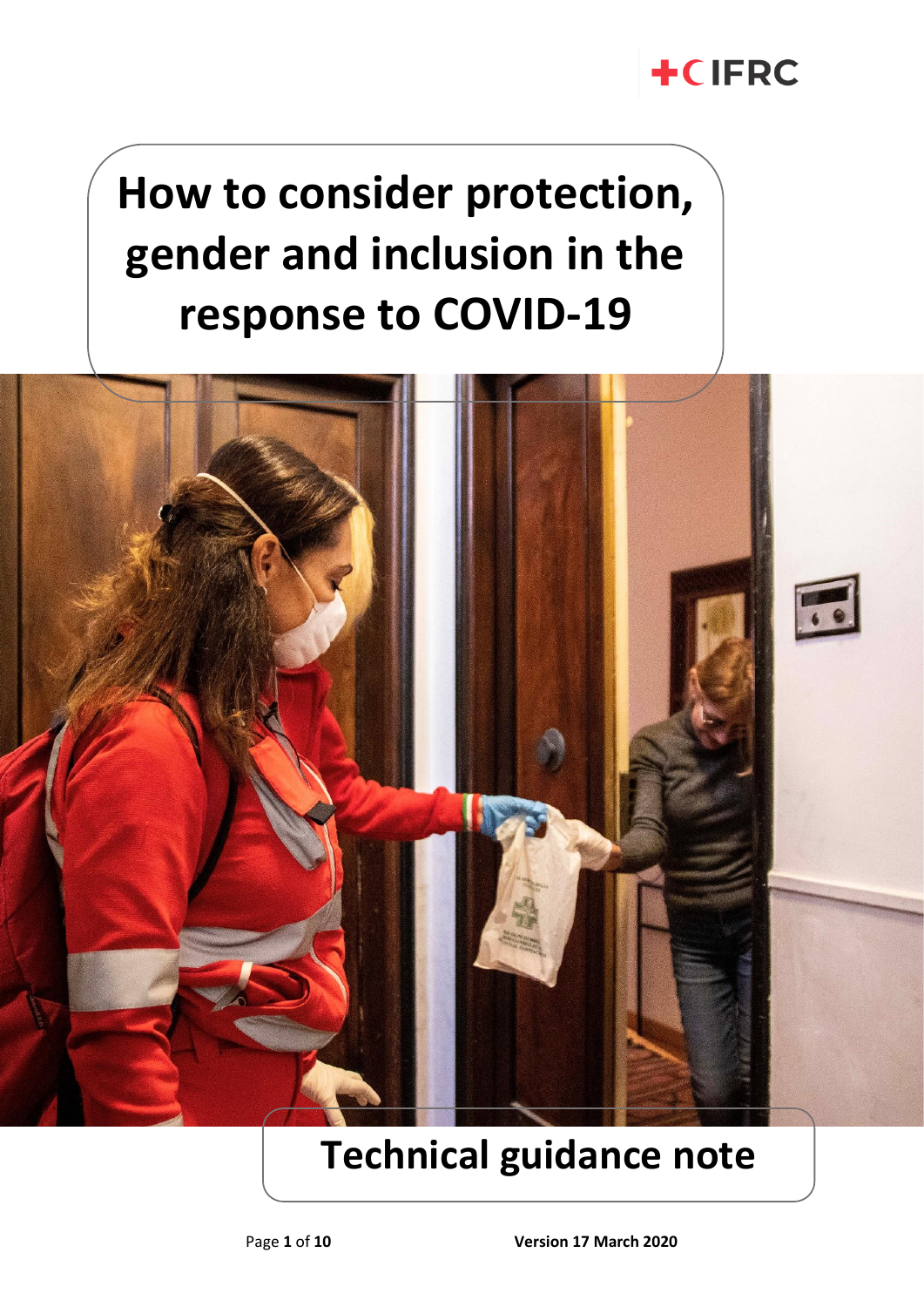# How to consider protection, gender and inclusion in the response to COVID-19

## Technical guidance note

Version 17 March 2020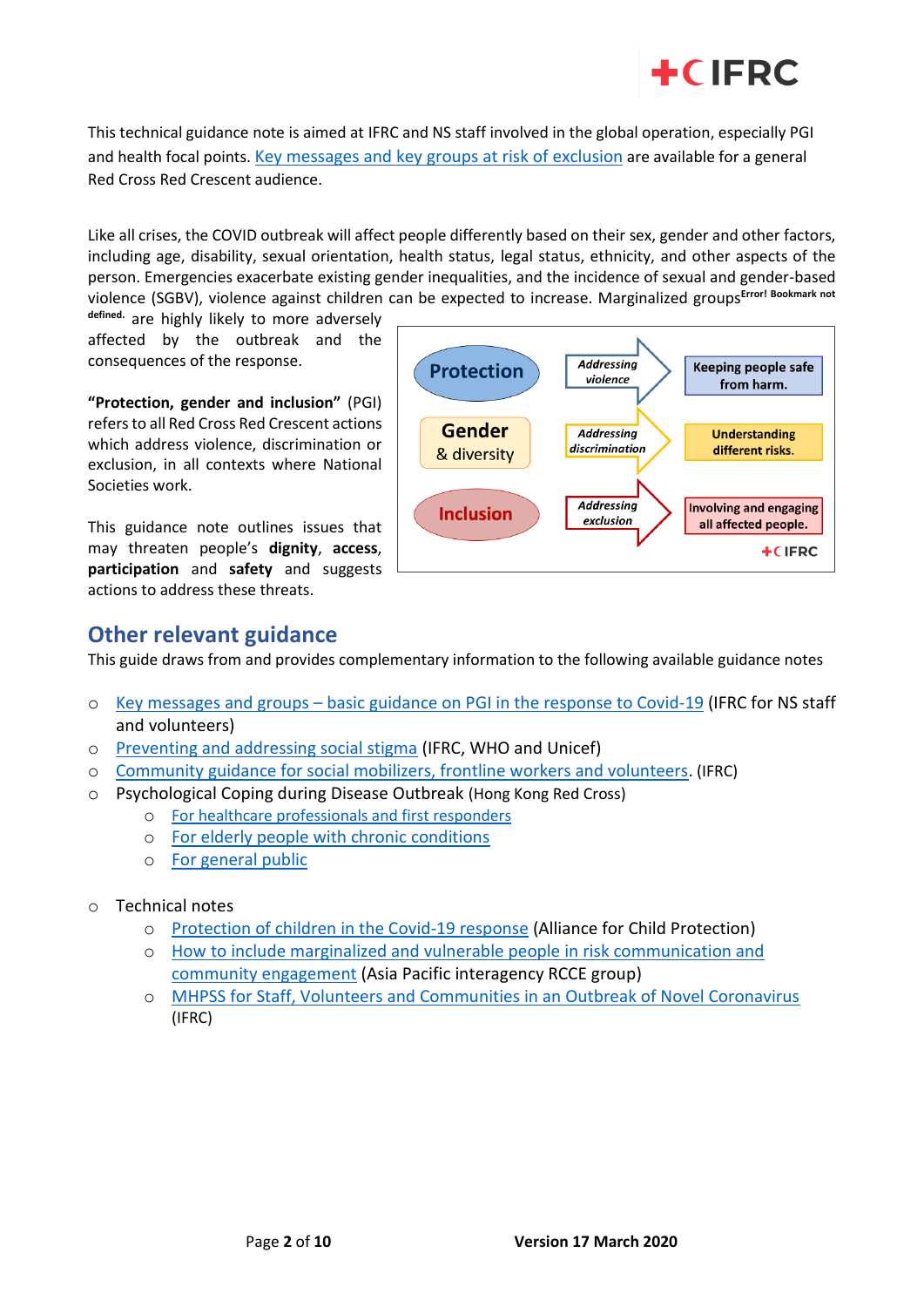This technical guidance note is aimed at IFRC and NS staff involved in the global operation, especially PGI and health focal points. Key messages and key groups at risk of exclusion are available for a general Red Cross Red Crescent audience.

Like all crises, the COVID outbreak will affect people differently based on their sex, gender and other factors, including age, disability, sexual orientation, health status, legal status, ethnicity, and other aspects of the person. Emergencies exacerbate existing gender inequalities, and the incidence of sexual and gender-based violence (SGBV), violence against children can be expected to increase. Marginalized groups[Error! Bookmark not defined.] are highly likely to more adversely affected by the outbreak and the consequences of the response.

**"Protection, gender and inclusion"** (PGI) refers to all Red Cross Red Crescent actions which address violence, discrimination or exclusion, in all contexts where National Societies work.

This guidance note outlines issues that may threaten people's **dignity**, **access**, **participation** and **safety** and suggests actions to address these threats.

| | | |
|---|---|---|
| Protection | *Addressing violence* | Keeping people safe from harm. |
| Gender & diversity | *Addressing discrimination* | Understanding different risks. |
| Inclusion | *Addressing exclusion* | Involving and engaging all affected people. |

## Other relevant guidance

This guide draws from and provides complementary information to the following available guidance notes

- Key messages and groups – basic guidance on PGI in the response to Covid-19 (IFRC for NS staff and volunteers)
- Preventing and addressing social stigma (IFRC, WHO and Unicef)
- Community guidance for social mobilizers, frontline workers and volunteers. (IFRC)
- Psychological Coping during Disease Outbreak (Hong Kong Red Cross)
  - For healthcare professionals and first responders
  - For elderly people with chronic conditions
  - For general public

- Technical notes
  - Protection of children in the Covid-19 response (Alliance for Child Protection)
  - How to include marginalized and vulnerable people in risk communication and community engagement (Asia Pacific interagency RCCE group)
  - MHPSS for Staff, Volunteers and Communities in an Outbreak of Novel Coronavirus (IFRC)

**Version 17 March 2020**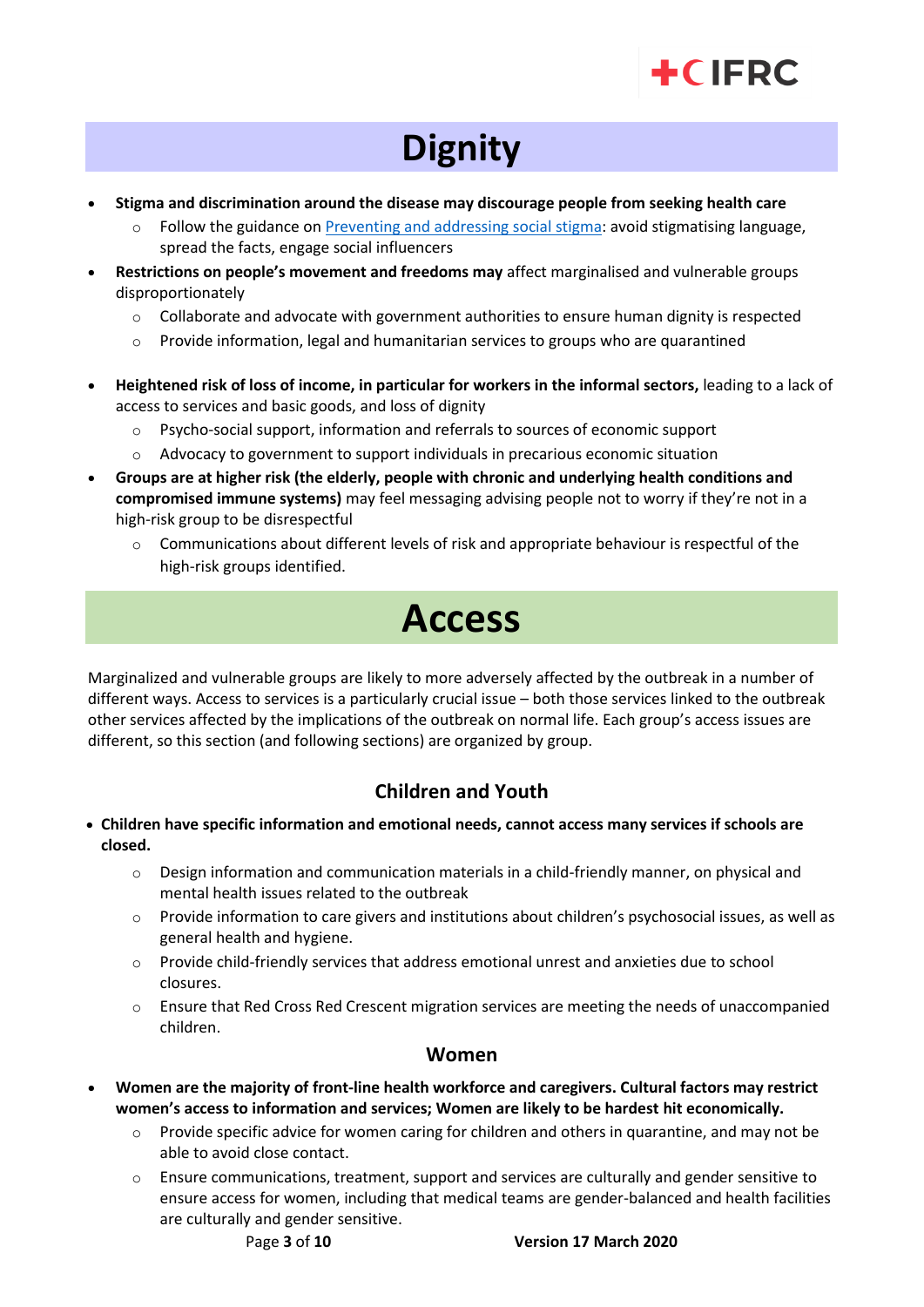# Dignity

- **Stigma and discrimination around the disease may discourage people from seeking health care**
  - Follow the guidance on [Preventing and addressing social stigma](): avoid stigmatising language, spread the facts, engage social influencers
- **Restrictions on people's movement and freedoms may** affect marginalised and vulnerable groups disproportionately
  - Collaborate and advocate with government authorities to ensure human dignity is respected
  - Provide information, legal and humanitarian services to groups who are quarantined
- **Heightened risk of loss of income, in particular for workers in the informal sectors,** leading to a lack of access to services and basic goods, and loss of dignity
  - Psycho-social support, information and referrals to sources of economic support
  - Advocacy to government to support individuals in precarious economic situation
- **Groups are at higher risk (the elderly, people with chronic and underlying health conditions and compromised immune systems)** may feel messaging advising people not to worry if they're not in a high-risk group to be disrespectful
  - Communications about different levels of risk and appropriate behaviour is respectful of the high-risk groups identified.

# Access

Marginalized and vulnerable groups are likely to more adversely affected by the outbreak in a number of different ways. Access to services is a particularly crucial issue – both those services linked to the outbreak other services affected by the implications of the outbreak on normal life. Each group's access issues are different, so this section (and following sections) are organized by group.

## Children and Youth

- **Children have specific information and emotional needs, cannot access many services if schools are closed.**
  - Design information and communication materials in a child-friendly manner, on physical and mental health issues related to the outbreak
  - Provide information to care givers and institutions about children's psychosocial issues, as well as general health and hygiene.
  - Provide child-friendly services that address emotional unrest and anxieties due to school closures.
  - Ensure that Red Cross Red Crescent migration services are meeting the needs of unaccompanied children.

## Women

- **Women are the majority of front-line health workforce and caregivers. Cultural factors may restrict women's access to information and services; Women are likely to be hardest hit economically.**
  - Provide specific advice for women caring for children and others in quarantine, and may not be able to avoid close contact.
  - Ensure communications, treatment, support and services are culturally and gender sensitive to ensure access for women, including that medical teams are gender-balanced and health facilities are culturally and gender sensitive.

Version 17 March 2020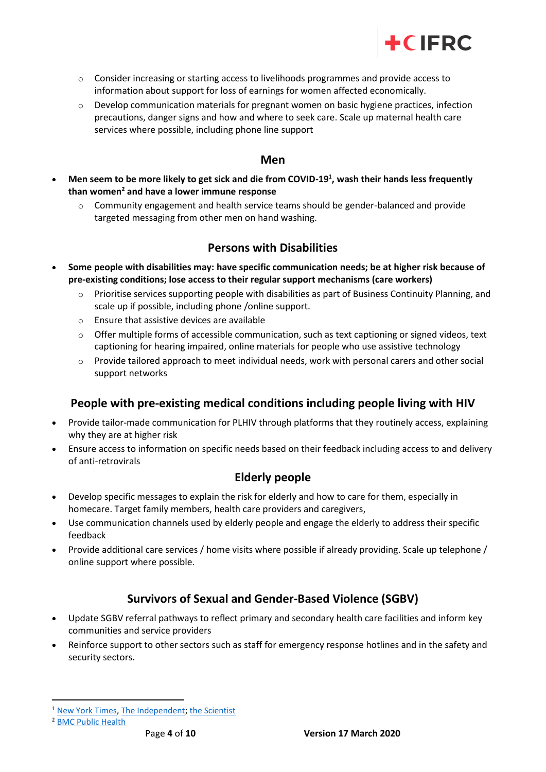- Consider increasing or starting access to livelihoods programmes and provide access to information about support for loss of earnings for women affected economically.
- Develop communication materials for pregnant women on basic hygiene practices, infection precautions, danger signs and how and where to seek care. Scale up maternal health care services where possible, including phone line support

## Men

- **Men seem to be more likely to get sick and die from COVID-19[1], wash their hands less frequently than women[2] and have a lower immune response**
  - Community engagement and health service teams should be gender-balanced and provide targeted messaging from other men on hand washing.

## Persons with Disabilities

- **Some people with disabilities may: have specific communication needs; be at higher risk because of pre-existing conditions; lose access to their regular support mechanisms (care workers)**
  - Prioritise services supporting people with disabilities as part of Business Continuity Planning, and scale up if possible, including phone /online support.
  - Ensure that assistive devices are available
  - Offer multiple forms of accessible communication, such as text captioning or signed videos, text captioning for hearing impaired, online materials for people who use assistive technology
  - Provide tailored approach to meet individual needs, work with personal carers and other social support networks

## People with pre-existing medical conditions including people living with HIV

- Provide tailor-made communication for PLHIV through platforms that they routinely access, explaining why they are at higher risk
- Ensure access to information on specific needs based on their feedback including access to and delivery of anti-retrovirals

## Elderly people

- Develop specific messages to explain the risk for elderly and how to care for them, especially in homecare. Target family members, health care providers and caregivers,
- Use communication channels used by elderly people and engage the elderly to address their specific feedback
- Provide additional care services / home visits where possible if already providing. Scale up telephone / online support where possible.

## Survivors of Sexual and Gender-Based Violence (SGBV)

- Update SGBV referral pathways to reflect primary and secondary health care facilities and inform key communities and service providers
- Reinforce support to other sectors such as staff for emergency response hotlines and in the safety and security sectors.

---

[1] New York Times, The Independent; the Scientist

[2] BMC Public Health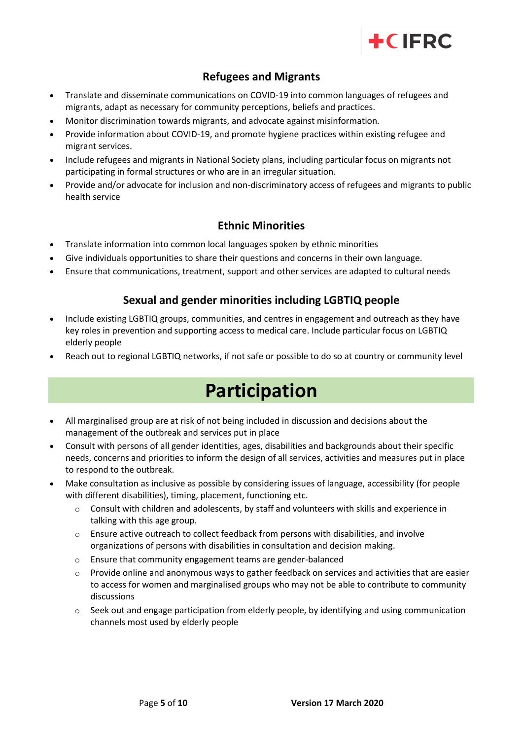### Refugees and Migrants

- Translate and disseminate communications on COVID-19 into common languages of refugees and migrants, adapt as necessary for community perceptions, beliefs and practices.
- Monitor discrimination towards migrants, and advocate against misinformation.
- Provide information about COVID-19, and promote hygiene practices within existing refugee and migrant services.
- Include refugees and migrants in National Society plans, including particular focus on migrants not participating in formal structures or who are in an irregular situation.
- Provide and/or advocate for inclusion and non-discriminatory access of refugees and migrants to public health service

### Ethnic Minorities

- Translate information into common local languages spoken by ethnic minorities
- Give individuals opportunities to share their questions and concerns in their own language.
- Ensure that communications, treatment, support and other services are adapted to cultural needs

### Sexual and gender minorities including LGBTIQ people

- Include existing LGBTIQ groups, communities, and centres in engagement and outreach as they have key roles in prevention and supporting access to medical care. Include particular focus on LGBTIQ elderly people
- Reach out to regional LGBTIQ networks, if not safe or possible to do so at country or community level

## Participation

- All marginalised group are at risk of not being included in discussion and decisions about the management of the outbreak and services put in place
- Consult with persons of all gender identities, ages, disabilities and backgrounds about their specific needs, concerns and priorities to inform the design of all services, activities and measures put in place to respond to the outbreak.
- Make consultation as inclusive as possible by considering issues of language, accessibility (for people with different disabilities), timing, placement, functioning etc.
    - Consult with children and adolescents, by staff and volunteers with skills and experience in talking with this age group.
    - Ensure active outreach to collect feedback from persons with disabilities, and involve organizations of persons with disabilities in consultation and decision making.
    - Ensure that community engagement teams are gender-balanced
    - Provide online and anonymous ways to gather feedback on services and activities that are easier to access for women and marginalised groups who may not be able to contribute to community discussions
    - Seek out and engage participation from elderly people, by identifying and using communication channels most used by elderly people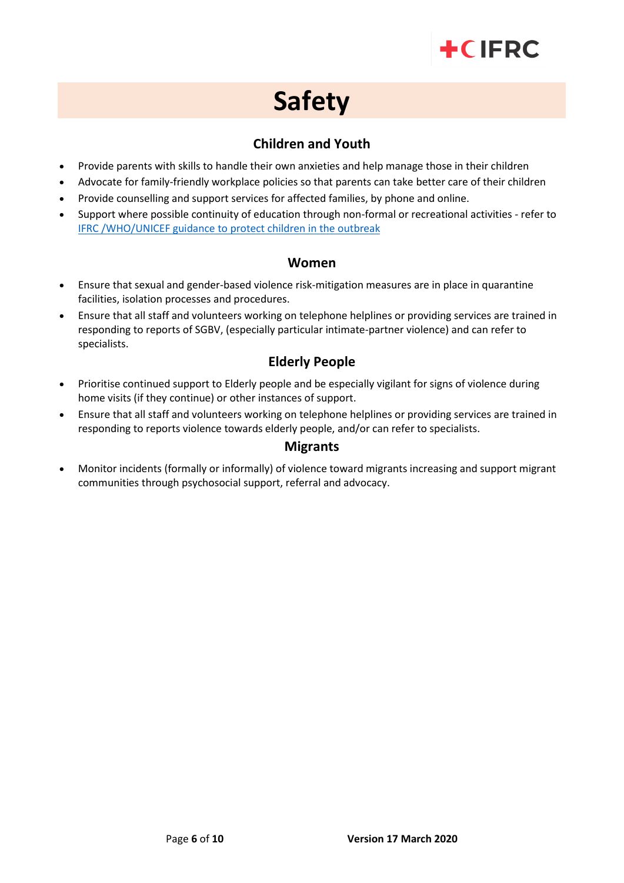# Safety

## Children and Youth

- Provide parents with skills to handle their own anxieties and help manage those in their children
- Advocate for family-friendly workplace policies so that parents can take better care of their children
- Provide counselling and support services for affected families, by phone and online.
- Support where possible continuity of education through non-formal or recreational activities - refer to IFRC /WHO/UNICEF guidance to protect children in the outbreak

## Women

- Ensure that sexual and gender-based violence risk-mitigation measures are in place in quarantine facilities, isolation processes and procedures.
- Ensure that all staff and volunteers working on telephone helplines or providing services are trained in responding to reports of SGBV, (especially particular intimate-partner violence) and can refer to specialists.

## Elderly People

- Prioritise continued support to Elderly people and be especially vigilant for signs of violence during home visits (if they continue) or other instances of support.
- Ensure that all staff and volunteers working on telephone helplines or providing services are trained in responding to reports violence towards elderly people, and/or can refer to specialists.

## Migrants

- Monitor incidents (formally or informally) of violence toward migrants increasing and support migrant communities through psychosocial support, referral and advocacy.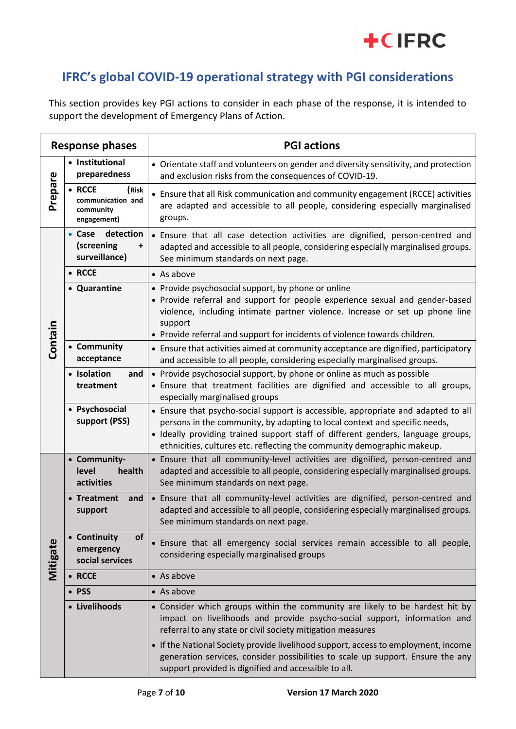## IFRC's global COVID-19 operational strategy with PGI considerations

This section provides key PGI actions to consider in each phase of the response, it is intended to support the development of Emergency Plans of Action.

| Response phases | | PGI actions |
|---|---|---|
| **Prepare** | • **Institutional preparedness** | • Orientate staff and volunteers on gender and diversity sensitivity, and protection and exclusion risks from the consequences of COVID-19. |
| | • **RCCE** (**Risk communication and community engagement**) | • Ensure that all Risk communication and community engagement (RCCE) activities are adapted and accessible to all people, considering especially marginalised groups. |
| **Contain** | • **Case detection (screening + surveillance)** | • Ensure that all case detection activities are dignified, person-centred and adapted and accessible to all people, considering especially marginalised groups. See minimum standards on next page. |
| | • **RCCE** | • As above |
| | • **Quarantine** | • Provide psychosocial support, by phone or online<br>• Provide referral and support for people experience sexual and gender-based violence, including intimate partner violence. Increase or set up phone line support<br>• Provide referral and support for incidents of violence towards children. |
| | • **Community acceptance** | • Ensure that activities aimed at community acceptance are dignified, participatory and accessible to all people, considering especially marginalised groups. |
| | • **Isolation and treatment** | • Provide psychosocial support, by phone or online as much as possible<br>• Ensure that treatment facilities are dignified and accessible to all groups, especially marginalised groups |
| | • **Psychosocial support (PSS)** | • Ensure that psycho-social support is accessible, appropriate and adapted to all persons in the community, by adapting to local context and specific needs,<br>• Ideally providing trained support staff of different genders, language groups, ethnicities, cultures etc. reflecting the community demographic makeup. |
| **Mitigate** | • **Community-level health activities** | • Ensure that all community-level activities are dignified, person-centred and adapted and accessible to all people, considering especially marginalised groups. See minimum standards on next page. |
| | • **Treatment and support** | • Ensure that all community-level activities are dignified, person-centred and adapted and accessible to all people, considering especially marginalised groups. See minimum standards on next page. |
| | • **Continuity of emergency social services** | • Ensure that all emergency social services remain accessible to all people, considering especially marginalised groups |
| | • **RCCE** | • As above |
| | • **PSS** | • As above |
| | • **Livelihoods** | • Consider which groups within the community are likely to be hardest hit by impact on livelihoods and provide psycho-social support, information and referral to any state or civil society mitigation measures<br>• If the National Society provide livelihood support, access to employment, income generation services, consider possibilities to scale up support. Ensure the any support provided is dignified and accessible to all. |

Version 17 March 2020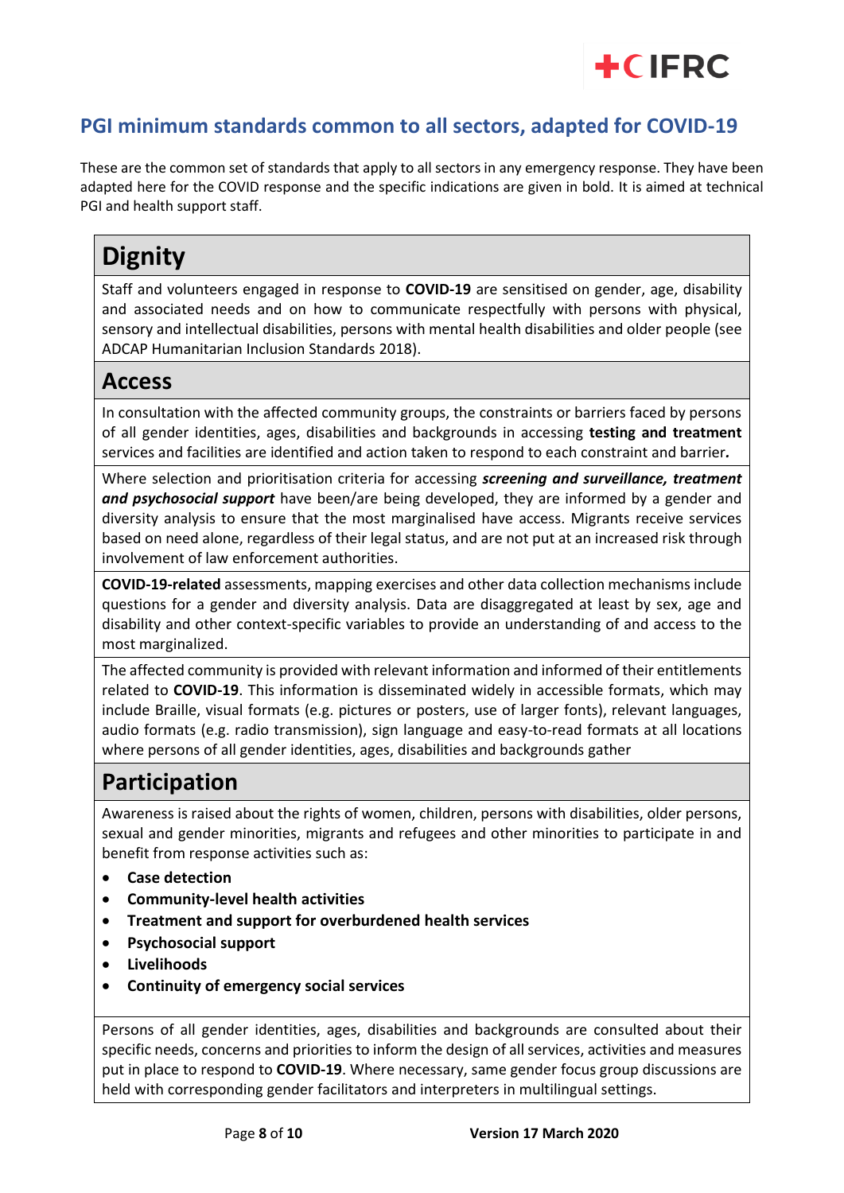## PGI minimum standards common to all sectors, adapted for COVID-19

These are the common set of standards that apply to all sectors in any emergency response. They have been adapted here for the COVID response and the specific indications are given in bold. It is aimed at technical PGI and health support staff.

# Dignity

Staff and volunteers engaged in response to **COVID-19** are sensitised on gender, age, disability and associated needs and on how to communicate respectfully with persons with physical, sensory and intellectual disabilities, persons with mental health disabilities and older people (see ADCAP Humanitarian Inclusion Standards 2018).

# Access

In consultation with the affected community groups, the constraints or barriers faced by persons of all gender identities, ages, disabilities and backgrounds in accessing **testing and treatment** services and facilities are identified and action taken to respond to each constraint and barrier**.**

Where selection and prioritisation criteria for accessing ***screening and surveillance, treatment and psychosocial support*** have been/are being developed, they are informed by a gender and diversity analysis to ensure that the most marginalised have access. Migrants receive services based on need alone, regardless of their legal status, and are not put at an increased risk through involvement of law enforcement authorities.

**COVID-19-related** assessments, mapping exercises and other data collection mechanisms include questions for a gender and diversity analysis. Data are disaggregated at least by sex, age and disability and other context-specific variables to provide an understanding of and access to the most marginalized.

The affected community is provided with relevant information and informed of their entitlements related to **COVID-19**. This information is disseminated widely in accessible formats, which may include Braille, visual formats (e.g. pictures or posters, use of larger fonts), relevant languages, audio formats (e.g. radio transmission), sign language and easy-to-read formats at all locations where persons of all gender identities, ages, disabilities and backgrounds gather

# Participation

Awareness is raised about the rights of women, children, persons with disabilities, older persons, sexual and gender minorities, migrants and refugees and other minorities to participate in and benefit from response activities such as:

- **Case detection**
- **Community-level health activities**
- **Treatment and support for overburdened health services**
- **Psychosocial support**
- **Livelihoods**
- **Continuity of emergency social services**

Persons of all gender identities, ages, disabilities and backgrounds are consulted about their specific needs, concerns and priorities to inform the design of all services, activities and measures put in place to respond to **COVID-19**. Where necessary, same gender focus group discussions are held with corresponding gender facilitators and interpreters in multilingual settings.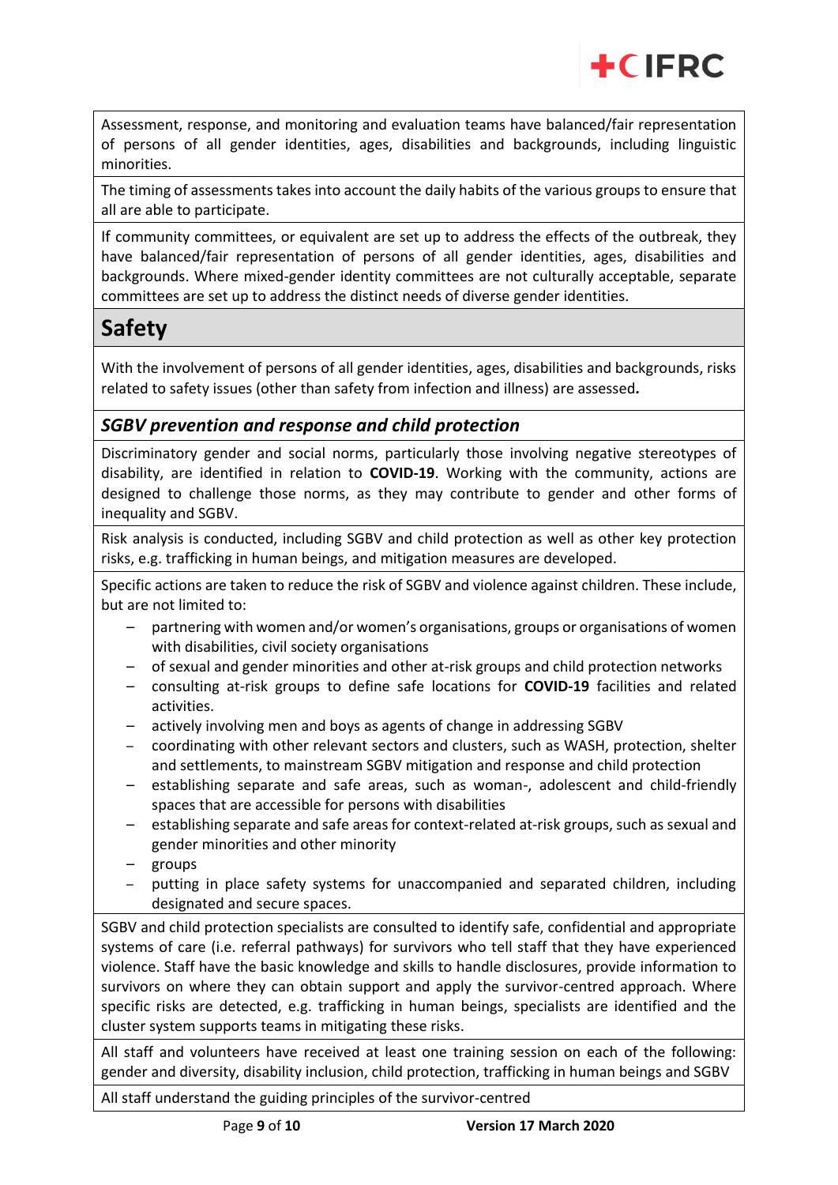Assessment, response, and monitoring and evaluation teams have balanced/fair representation of persons of all gender identities, ages, disabilities and backgrounds, including linguistic minorities.

The timing of assessments takes into account the daily habits of the various groups to ensure that all are able to participate.

If community committees, or equivalent are set up to address the effects of the outbreak, they have balanced/fair representation of persons of all gender identities, ages, disabilities and backgrounds. Where mixed-gender identity committees are not culturally acceptable, separate committees are set up to address the distinct needs of diverse gender identities.

## Safety

With the involvement of persons of all gender identities, ages, disabilities and backgrounds, risks related to safety issues (other than safety from infection and illness) are assessed***.***

### *SGBV prevention and response and child protection*

Discriminatory gender and social norms, particularly those involving negative stereotypes of disability, are identified in relation to **COVID-19**. Working with the community, actions are designed to challenge those norms, as they may contribute to gender and other forms of inequality and SGBV.

Risk analysis is conducted, including SGBV and child protection as well as other key protection risks, e.g. trafficking in human beings, and mitigation measures are developed.

Specific actions are taken to reduce the risk of SGBV and violence against children. These include, but are not limited to:

- partnering with women and/or women's organisations, groups or organisations of women with disabilities, civil society organisations
- of sexual and gender minorities and other at-risk groups and child protection networks
- consulting at-risk groups to define safe locations for **COVID-19** facilities and related activities.
- actively involving men and boys as agents of change in addressing SGBV
- coordinating with other relevant sectors and clusters, such as WASH, protection, shelter and settlements, to mainstream SGBV mitigation and response and child protection
- establishing separate and safe areas, such as woman-, adolescent and child-friendly spaces that are accessible for persons with disabilities
- establishing separate and safe areas for context-related at-risk groups, such as sexual and gender minorities and other minority
- groups
- putting in place safety systems for unaccompanied and separated children, including designated and secure spaces.

SGBV and child protection specialists are consulted to identify safe, confidential and appropriate systems of care (i.e. referral pathways) for survivors who tell staff that they have experienced violence. Staff have the basic knowledge and skills to handle disclosures, provide information to survivors on where they can obtain support and apply the survivor-centred approach. Where specific risks are detected, e.g. trafficking in human beings, specialists are identified and the cluster system supports teams in mitigating these risks.

All staff and volunteers have received at least one training session on each of the following: gender and diversity, disability inclusion, child protection, trafficking in human beings and SGBV

All staff understand the guiding principles of the survivor-centred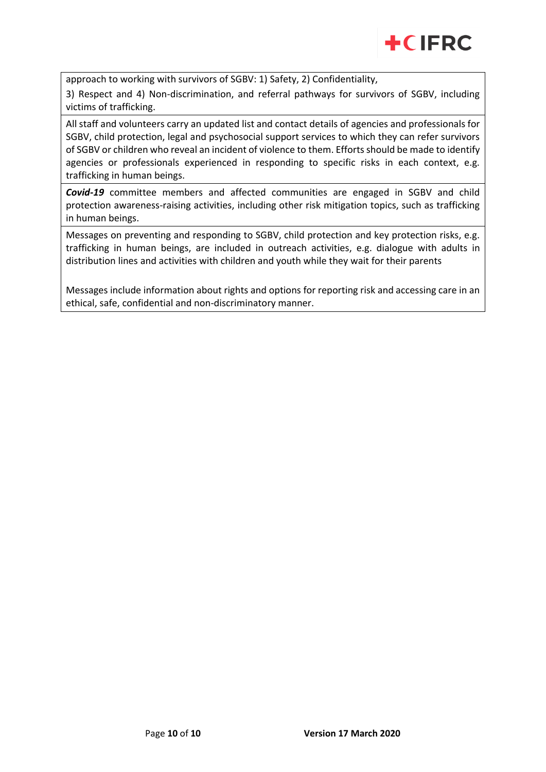| |
|---|
| approach to working with survivors of SGBV: 1) Safety, 2) Confidentiality, 3) Respect and 4) Non-discrimination, and referral pathways for survivors of SGBV, including victims of trafficking. |
| All staff and volunteers carry an updated list and contact details of agencies and professionals for SGBV, child protection, legal and psychosocial support services to which they can refer survivors of SGBV or children who reveal an incident of violence to them. Efforts should be made to identify agencies or professionals experienced in responding to specific risks in each context, e.g. trafficking in human beings. |
| ***Covid-19*** committee members and affected communities are engaged in SGBV and child protection awareness-raising activities, including other risk mitigation topics, such as trafficking in human beings. |
| Messages on preventing and responding to SGBV, child protection and key protection risks, e.g. trafficking in human beings, are included in outreach activities, e.g. dialogue with adults in distribution lines and activities with children and youth while they wait for their parents<br><br>Messages include information about rights and options for reporting risk and accessing care in an ethical, safe, confidential and non-discriminatory manner. |

Version 17 March 2020